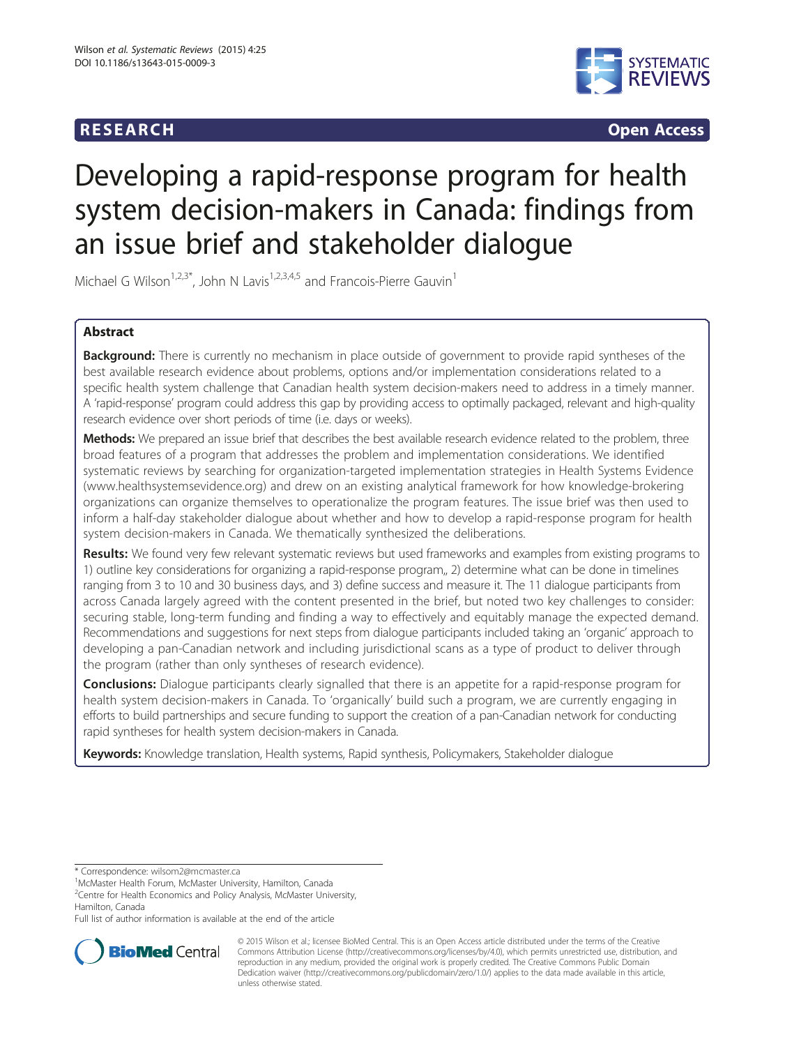**RESEARCH** **Open Access**

# Developing a rapid-response program for health system decision-makers in Canada: findings from an issue brief and stakeholder dialogue

Michael G Wilson[1,2,3*], John N Lavis[1,2,3,4,5] and Francois-Pierre Gauvin[1]

## Abstract

**Background:** There is currently no mechanism in place outside of government to provide rapid syntheses of the best available research evidence about problems, options and/or implementation considerations related to a specific health system challenge that Canadian health system decision-makers need to address in a timely manner. A 'rapid-response' program could address this gap by providing access to optimally packaged, relevant and high-quality research evidence over short periods of time (i.e. days or weeks).

**Methods:** We prepared an issue brief that describes the best available research evidence related to the problem, three broad features of a program that addresses the problem and implementation considerations. We identified systematic reviews by searching for organization-targeted implementation strategies in Health Systems Evidence (www.healthsystemsevidence.org) and drew on an existing analytical framework for how knowledge-brokering organizations can organize themselves to operationalize the program features. The issue brief was then used to inform a half-day stakeholder dialogue about whether and how to develop a rapid-response program for health system decision-makers in Canada. We thematically synthesized the deliberations.

**Results:** We found very few relevant systematic reviews but used frameworks and examples from existing programs to 1) outline key considerations for organizing a rapid-response program,, 2) determine what can be done in timelines ranging from 3 to 10 and 30 business days, and 3) define success and measure it. The 11 dialogue participants from across Canada largely agreed with the content presented in the brief, but noted two key challenges to consider: securing stable, long-term funding and finding a way to effectively and equitably manage the expected demand. Recommendations and suggestions for next steps from dialogue participants included taking an 'organic' approach to developing a pan-Canadian network and including jurisdictional scans as a type of product to deliver through the program (rather than only syntheses of research evidence).

**Conclusions:** Dialogue participants clearly signalled that there is an appetite for a rapid-response program for health system decision-makers in Canada. To 'organically' build such a program, we are currently engaging in efforts to build partnerships and secure funding to support the creation of a pan-Canadian network for conducting rapid syntheses for health system decision-makers in Canada.

**Keywords:** Knowledge translation, Health systems, Rapid synthesis, Policymakers, Stakeholder dialogue

---

* Correspondence: wilsom2@mcmaster.ca
[1]McMaster Health Forum, McMaster University, Hamilton, Canada
[2]Centre for Health Economics and Policy Analysis, McMaster University, Hamilton, Canada
Full list of author information is available at the end of the article

© 2015 Wilson et al.; licensee BioMed Central. This is an Open Access article distributed under the terms of the Creative Commons Attribution License (http://creativecommons.org/licenses/by/4.0), which permits unrestricted use, distribution, and reproduction in any medium, provided the original work is properly credited. The Creative Commons Public Domain Dedication waiver (http://creativecommons.org/publicdomain/zero/1.0/) applies to the data made available in this article, unless otherwise stated.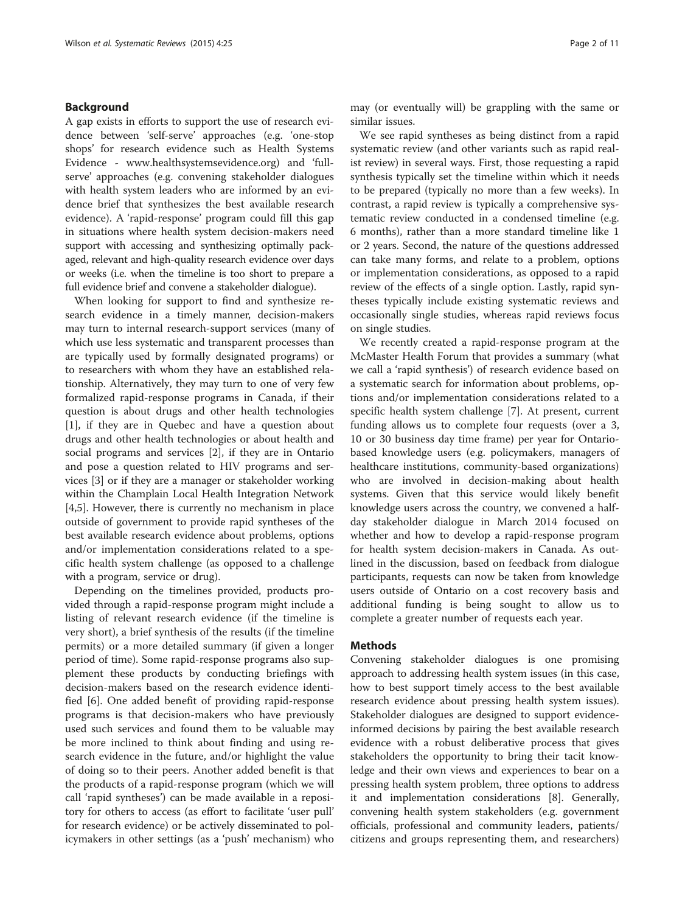## Background

A gap exists in efforts to support the use of research evidence between 'self-serve' approaches (e.g. 'one-stop shops' for research evidence such as Health Systems Evidence - www.healthsystemsevidence.org) and 'full-serve' approaches (e.g. convening stakeholder dialogues with health system leaders who are informed by an evidence brief that synthesizes the best available research evidence). A 'rapid-response' program could fill this gap in situations where health system decision-makers need support with accessing and synthesizing optimally packaged, relevant and high-quality research evidence over days or weeks (i.e. when the timeline is too short to prepare a full evidence brief and convene a stakeholder dialogue).

When looking for support to find and synthesize research evidence in a timely manner, decision-makers may turn to internal research-support services (many of which use less systematic and transparent processes than are typically used by formally designated programs) or to researchers with whom they have an established relationship. Alternatively, they may turn to one of very few formalized rapid-response programs in Canada, if their question is about drugs and other health technologies [1], if they are in Quebec and have a question about drugs and other health technologies or about health and social programs and services [2], if they are in Ontario and pose a question related to HIV programs and services [3] or if they are a manager or stakeholder working within the Champlain Local Health Integration Network [4,5]. However, there is currently no mechanism in place outside of government to provide rapid syntheses of the best available research evidence about problems, options and/or implementation considerations related to a specific health system challenge (as opposed to a challenge with a program, service or drug).

Depending on the timelines provided, products provided through a rapid-response program might include a listing of relevant research evidence (if the timeline is very short), a brief synthesis of the results (if the timeline permits) or a more detailed summary (if given a longer period of time). Some rapid-response programs also supplement these products by conducting briefings with decision-makers based on the research evidence identified [6]. One added benefit of providing rapid-response programs is that decision-makers who have previously used such services and found them to be valuable may be more inclined to think about finding and using research evidence in the future, and/or highlight the value of doing so to their peers. Another added benefit is that the products of a rapid-response program (which we will call 'rapid syntheses') can be made available in a repository for others to access (as effort to facilitate 'user pull' for research evidence) or be actively disseminated to policymakers in other settings (as a 'push' mechanism) who may (or eventually will) be grappling with the same or similar issues.

We see rapid syntheses as being distinct from a rapid systematic review (and other variants such as rapid realist review) in several ways. First, those requesting a rapid synthesis typically set the timeline within which it needs to be prepared (typically no more than a few weeks). In contrast, a rapid review is typically a comprehensive systematic review conducted in a condensed timeline (e.g. 6 months), rather than a more standard timeline like 1 or 2 years. Second, the nature of the questions addressed can take many forms, and relate to a problem, options or implementation considerations, as opposed to a rapid review of the effects of a single option. Lastly, rapid syntheses typically include existing systematic reviews and occasionally single studies, whereas rapid reviews focus on single studies.

We recently created a rapid-response program at the McMaster Health Forum that provides a summary (what we call a 'rapid synthesis') of research evidence based on a systematic search for information about problems, options and/or implementation considerations related to a specific health system challenge [7]. At present, current funding allows us to complete four requests (over a 3, 10 or 30 business day time frame) per year for Ontario-based knowledge users (e.g. policymakers, managers of healthcare institutions, community-based organizations) who are involved in decision-making about health systems. Given that this service would likely benefit knowledge users across the country, we convened a half-day stakeholder dialogue in March 2014 focused on whether and how to develop a rapid-response program for health system decision-makers in Canada. As outlined in the discussion, based on feedback from dialogue participants, requests can now be taken from knowledge users outside of Ontario on a cost recovery basis and additional funding is being sought to allow us to complete a greater number of requests each year.

## Methods

Convening stakeholder dialogues is one promising approach to addressing health system issues (in this case, how to best support timely access to the best available research evidence about pressing health system issues). Stakeholder dialogues are designed to support evidence-informed decisions by pairing the best available research evidence with a robust deliberative process that gives stakeholders the opportunity to bring their tacit knowledge and their own views and experiences to bear on a pressing health system problem, three options to address it and implementation considerations [8]. Generally, convening health system stakeholders (e.g. government officials, professional and community leaders, patients/citizens and groups representing them, and researchers)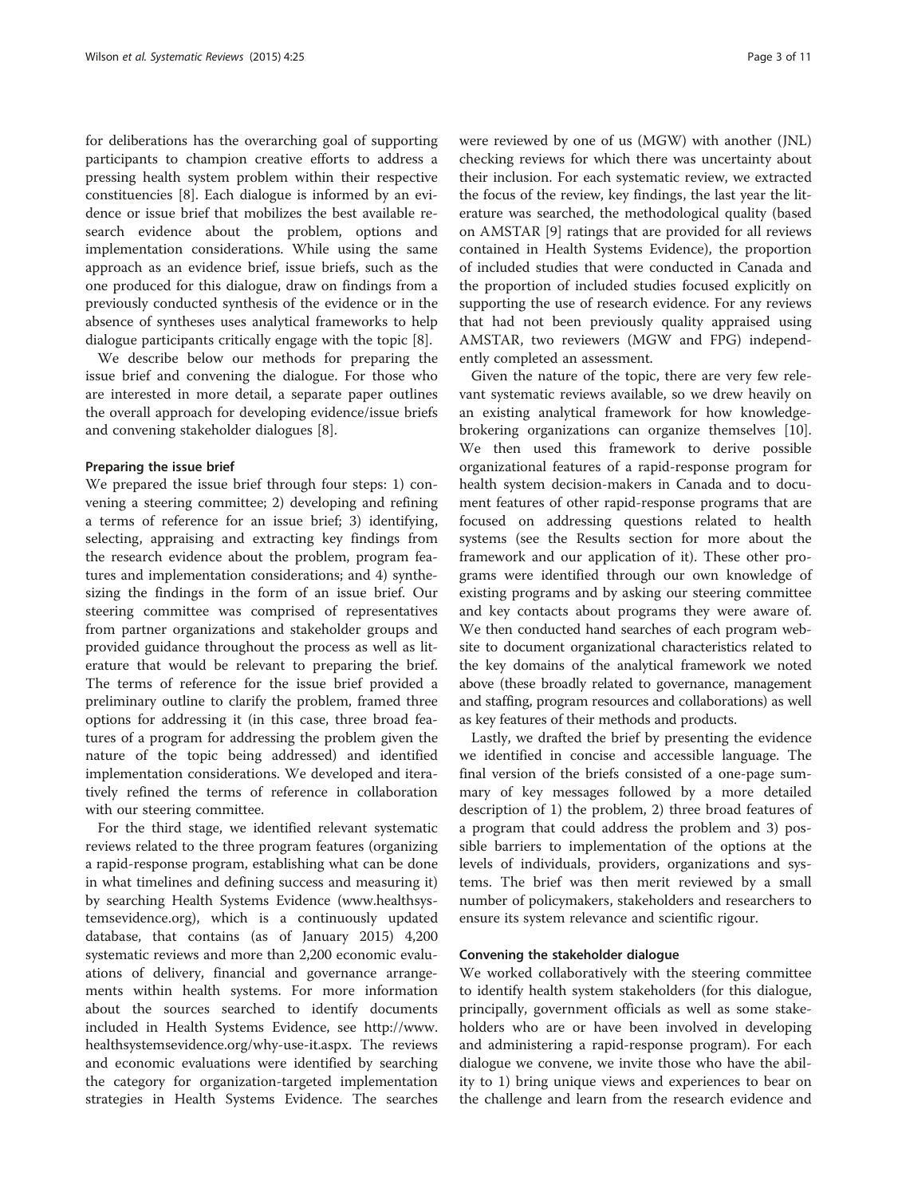for deliberations has the overarching goal of supporting participants to champion creative efforts to address a pressing health system problem within their respective constituencies [8]. Each dialogue is informed by an evidence or issue brief that mobilizes the best available research evidence about the problem, options and implementation considerations. While using the same approach as an evidence brief, issue briefs, such as the one produced for this dialogue, draw on findings from a previously conducted synthesis of the evidence or in the absence of syntheses uses analytical frameworks to help dialogue participants critically engage with the topic [8].

We describe below our methods for preparing the issue brief and convening the dialogue. For those who are interested in more detail, a separate paper outlines the overall approach for developing evidence/issue briefs and convening stakeholder dialogues [8].

#### Preparing the issue brief

We prepared the issue brief through four steps: 1) convening a steering committee; 2) developing and refining a terms of reference for an issue brief; 3) identifying, selecting, appraising and extracting key findings from the research evidence about the problem, program features and implementation considerations; and 4) synthesizing the findings in the form of an issue brief. Our steering committee was comprised of representatives from partner organizations and stakeholder groups and provided guidance throughout the process as well as literature that would be relevant to preparing the brief. The terms of reference for the issue brief provided a preliminary outline to clarify the problem, framed three options for addressing it (in this case, three broad features of a program for addressing the problem given the nature of the topic being addressed) and identified implementation considerations. We developed and iteratively refined the terms of reference in collaboration with our steering committee.

For the third stage, we identified relevant systematic reviews related to the three program features (organizing a rapid-response program, establishing what can be done in what timelines and defining success and measuring it) by searching Health Systems Evidence (www.healthsystemsevidence.org), which is a continuously updated database, that contains (as of January 2015) 4,200 systematic reviews and more than 2,200 economic evaluations of delivery, financial and governance arrangements within health systems. For more information about the sources searched to identify documents included in Health Systems Evidence, see http://www.healthsystemsevidence.org/why-use-it.aspx. The reviews and economic evaluations were identified by searching the category for organization-targeted implementation strategies in Health Systems Evidence. The searches were reviewed by one of us (MGW) with another (JNL) checking reviews for which there was uncertainty about their inclusion. For each systematic review, we extracted the focus of the review, key findings, the last year the literature was searched, the methodological quality (based on AMSTAR [9] ratings that are provided for all reviews contained in Health Systems Evidence), the proportion of included studies that were conducted in Canada and the proportion of included studies focused explicitly on supporting the use of research evidence. For any reviews that had not been previously quality appraised using AMSTAR, two reviewers (MGW and FPG) independently completed an assessment.

Given the nature of the topic, there are very few relevant systematic reviews available, so we drew heavily on an existing analytical framework for how knowledge-brokering organizations can organize themselves [10]. We then used this framework to derive possible organizational features of a rapid-response program for health system decision-makers in Canada and to document features of other rapid-response programs that are focused on addressing questions related to health systems (see the Results section for more about the framework and our application of it). These other programs were identified through our own knowledge of existing programs and by asking our steering committee and key contacts about programs they were aware of. We then conducted hand searches of each program website to document organizational characteristics related to the key domains of the analytical framework we noted above (these broadly related to governance, management and staffing, program resources and collaborations) as well as key features of their methods and products.

Lastly, we drafted the brief by presenting the evidence we identified in concise and accessible language. The final version of the briefs consisted of a one-page summary of key messages followed by a more detailed description of 1) the problem, 2) three broad features of a program that could address the problem and 3) possible barriers to implementation of the options at the levels of individuals, providers, organizations and systems. The brief was then merit reviewed by a small number of policymakers, stakeholders and researchers to ensure its system relevance and scientific rigour.

#### Convening the stakeholder dialogue

We worked collaboratively with the steering committee to identify health system stakeholders (for this dialogue, principally, government officials as well as some stakeholders who are or have been involved in developing and administering a rapid-response program). For each dialogue we convene, we invite those who have the ability to 1) bring unique views and experiences to bear on the challenge and learn from the research evidence and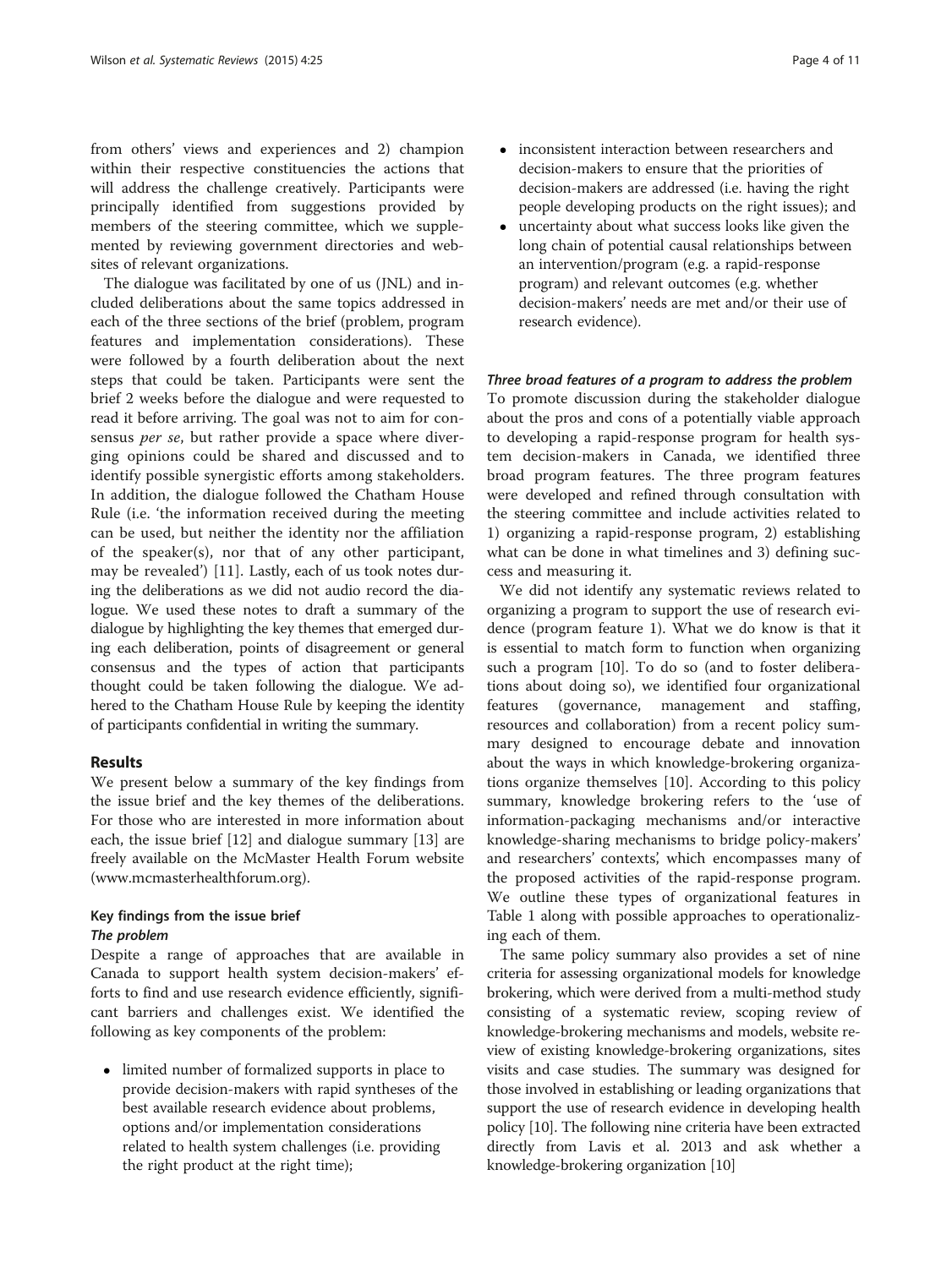from others' views and experiences and 2) champion within their respective constituencies the actions that will address the challenge creatively. Participants were principally identified from suggestions provided by members of the steering committee, which we supplemented by reviewing government directories and websites of relevant organizations.

The dialogue was facilitated by one of us (JNL) and included deliberations about the same topics addressed in each of the three sections of the brief (problem, program features and implementation considerations). These were followed by a fourth deliberation about the next steps that could be taken. Participants were sent the brief 2 weeks before the dialogue and were requested to read it before arriving. The goal was not to aim for consensus *per se*, but rather provide a space where diverging opinions could be shared and discussed and to identify possible synergistic efforts among stakeholders. In addition, the dialogue followed the Chatham House Rule (i.e. 'the information received during the meeting can be used, but neither the identity nor the affiliation of the speaker(s), nor that of any other participant, may be revealed') [11]. Lastly, each of us took notes during the deliberations as we did not audio record the dialogue. We used these notes to draft a summary of the dialogue by highlighting the key themes that emerged during each deliberation, points of disagreement or general consensus and the types of action that participants thought could be taken following the dialogue. We adhered to the Chatham House Rule by keeping the identity of participants confidential in writing the summary.

## Results

We present below a summary of the key findings from the issue brief and the key themes of the deliberations. For those who are interested in more information about each, the issue brief [12] and dialogue summary [13] are freely available on the McMaster Health Forum website (www.mcmasterhealthforum.org).

### Key findings from the issue brief

#### *The problem*

Despite a range of approaches that are available in Canada to support health system decision-makers' efforts to find and use research evidence efficiently, significant barriers and challenges exist. We identified the following as key components of the problem:

- limited number of formalized supports in place to provide decision-makers with rapid syntheses of the best available research evidence about problems, options and/or implementation considerations related to health system challenges (i.e. providing the right product at the right time);
- inconsistent interaction between researchers and decision-makers to ensure that the priorities of decision-makers are addressed (i.e. having the right people developing products on the right issues); and
- uncertainty about what success looks like given the long chain of potential causal relationships between an intervention/program (e.g. a rapid-response program) and relevant outcomes (e.g. whether decision-makers' needs are met and/or their use of research evidence).

#### *Three broad features of a program to address the problem*

To promote discussion during the stakeholder dialogue about the pros and cons of a potentially viable approach to developing a rapid-response program for health system decision-makers in Canada, we identified three broad program features. The three program features were developed and refined through consultation with the steering committee and include activities related to 1) organizing a rapid-response program, 2) establishing what can be done in what timelines and 3) defining success and measuring it.

We did not identify any systematic reviews related to organizing a program to support the use of research evidence (program feature 1). What we do know is that it is essential to match form to function when organizing such a program [10]. To do so (and to foster deliberations about doing so), we identified four organizational features (governance, management and staffing, resources and collaboration) from a recent policy summary designed to encourage debate and innovation about the ways in which knowledge-brokering organizations organize themselves [10]. According to this policy summary, knowledge brokering refers to the 'use of information-packaging mechanisms and/or interactive knowledge-sharing mechanisms to bridge policy-makers' and researchers' contexts', which encompasses many of the proposed activities of the rapid-response program. We outline these types of organizational features in Table 1 along with possible approaches to operationalizing each of them.

The same policy summary also provides a set of nine criteria for assessing organizational models for knowledge brokering, which were derived from a multi-method study consisting of a systematic review, scoping review of knowledge-brokering mechanisms and models, website review of existing knowledge-brokering organizations, sites visits and case studies. The summary was designed for those involved in establishing or leading organizations that support the use of research evidence in developing health policy [10]. The following nine criteria have been extracted directly from Lavis et al. 2013 and ask whether a knowledge-brokering organization [10]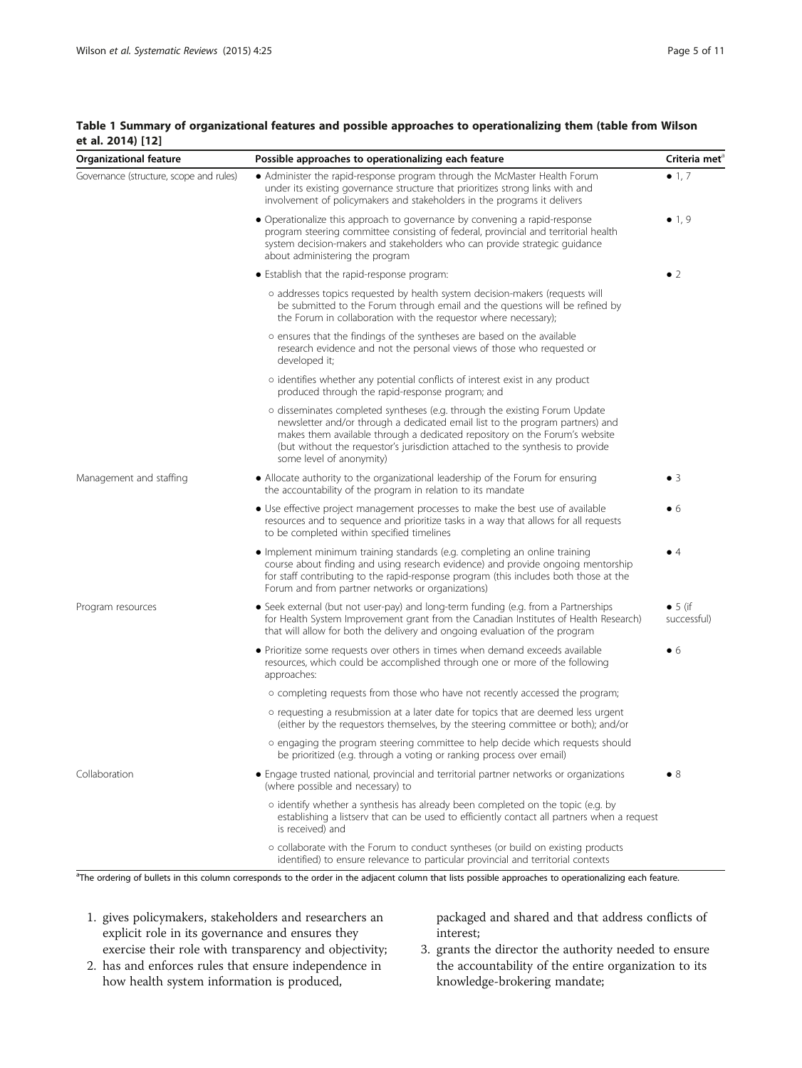**Table 1 Summary of organizational features and possible approaches to operationalizing them (table from Wilson et al. 2014) [12]**

| Organizational feature | Possible approaches to operationalizing each feature | Criteria met[a] |
| --- | --- | --- |
| Governance (structure, scope and rules) | • Administer the rapid-response program through the McMaster Health Forum under its existing governance structure that prioritizes strong links with and involvement of policymakers and stakeholders in the programs it delivers | • 1, 7 |
| | • Operationalize this approach to governance by convening a rapid-response program steering committee consisting of federal, provincial and territorial health system decision-makers and stakeholders who can provide strategic guidance about administering the program | • 1, 9 |
| | • Establish that the rapid-response program: | • 2 |
| | ○ addresses topics requested by health system decision-makers (requests will be submitted to the Forum through email and the questions will be refined by the Forum in collaboration with the requestor where necessary); | |
| | ○ ensures that the findings of the syntheses are based on the available research evidence and not the personal views of those who requested or developed it; | |
| | ○ identifies whether any potential conflicts of interest exist in any product produced through the rapid-response program; and | |
| | ○ disseminates completed syntheses (e.g. through the existing Forum Update newsletter and/or through a dedicated email list to the program partners) and makes them available through a dedicated repository on the Forum's website (but without the requestor's jurisdiction attached to the synthesis to provide some level of anonymity) | |
| Management and staffing | • Allocate authority to the organizational leadership of the Forum for ensuring the accountability of the program in relation to its mandate | • 3 |
| | • Use effective project management processes to make the best use of available resources and to sequence and prioritize tasks in a way that allows for all requests to be completed within specified timelines | • 6 |
| | • Implement minimum training standards (e.g. completing an online training course about finding and using research evidence) and provide ongoing mentorship for staff contributing to the rapid-response program (this includes both those at the Forum and from partner networks or organizations) | • 4 |
| Program resources | • Seek external (but not user-pay) and long-term funding (e.g. from a Partnerships for Health System Improvement grant from the Canadian Institutes of Health Research) that will allow for both the delivery and ongoing evaluation of the program | • 5 (if successful) |
| | • Prioritize some requests over others in times when demand exceeds available resources, which could be accomplished through one or more of the following approaches: | • 6 |
| | ○ completing requests from those who have not recently accessed the program; | |
| | ○ requesting a resubmission at a later date for topics that are deemed less urgent (either by the requestors themselves, by the steering committee or both); and/or | |
| | ○ engaging the program steering committee to help decide which requests should be prioritized (e.g. through a voting or ranking process over email) | |
| Collaboration | • Engage trusted national, provincial and territorial partner networks or organizations (where possible and necessary) to | • 8 |
| | ○ identify whether a synthesis has already been completed on the topic (e.g. by establishing a listserv that can be used to efficiently contact all partners when a request is received) and | |
| | ○ collaborate with the Forum to conduct syntheses (or build on existing products identified) to ensure relevance to particular provincial and territorial contexts | |

[a]The ordering of bullets in this column corresponds to the order in the adjacent column that lists possible approaches to operationalizing each feature.

1. gives policymakers, stakeholders and researchers an explicit role in its governance and ensures they exercise their role with transparency and objectivity;
2. has and enforces rules that ensure independence in how health system information is produced, packaged and shared and that address conflicts of interest;
3. grants the director the authority needed to ensure the accountability of the entire organization to its knowledge-brokering mandate;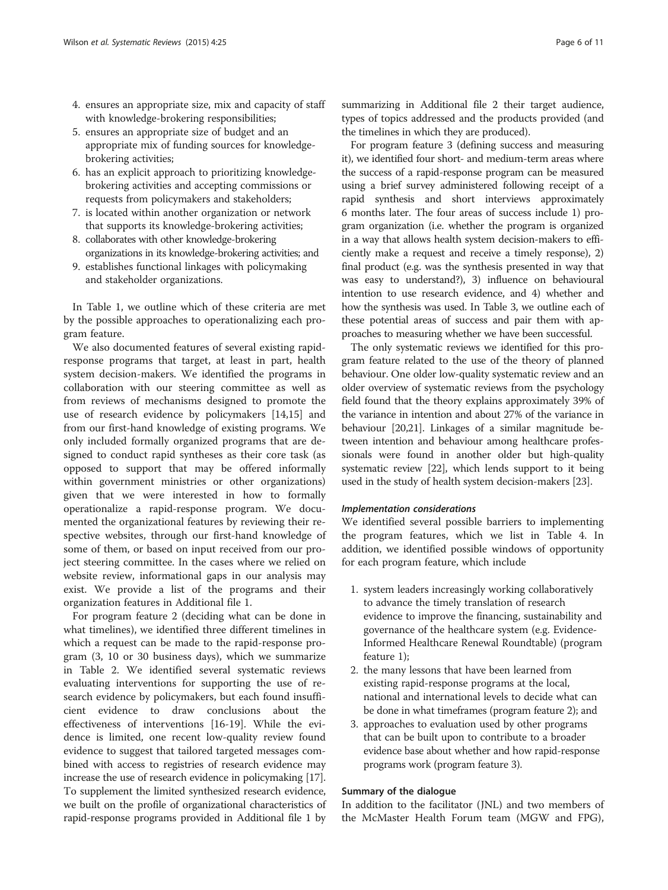4. ensures an appropriate size, mix and capacity of staff with knowledge-brokering responsibilities;
5. ensures an appropriate size of budget and an appropriate mix of funding sources for knowledge-brokering activities;
6. has an explicit approach to prioritizing knowledge-brokering activities and accepting commissions or requests from policymakers and stakeholders;
7. is located within another organization or network that supports its knowledge-brokering activities;
8. collaborates with other knowledge-brokering organizations in its knowledge-brokering activities; and
9. establishes functional linkages with policymaking and stakeholder organizations.

In Table 1, we outline which of these criteria are met by the possible approaches to operationalizing each program feature.

We also documented features of several existing rapid-response programs that target, at least in part, health system decision-makers. We identified the programs in collaboration with our steering committee as well as from reviews of mechanisms designed to promote the use of research evidence by policymakers [14,15] and from our first-hand knowledge of existing programs. We only included formally organized programs that are designed to conduct rapid syntheses as their core task (as opposed to support that may be offered informally within government ministries or other organizations) given that we were interested in how to formally operationalize a rapid-response program. We documented the organizational features by reviewing their respective websites, through our first-hand knowledge of some of them, or based on input received from our project steering committee. In the cases where we relied on website review, informational gaps in our analysis may exist. We provide a list of the programs and their organization features in Additional file 1.

For program feature 2 (deciding what can be done in what timelines), we identified three different timelines in which a request can be made to the rapid-response program (3, 10 or 30 business days), which we summarize in Table 2. We identified several systematic reviews evaluating interventions for supporting the use of research evidence by policymakers, but each found insufficient evidence to draw conclusions about the effectiveness of interventions [16-19]. While the evidence is limited, one recent low-quality review found evidence to suggest that tailored targeted messages combined with access to registries of research evidence may increase the use of research evidence in policymaking [17]. To supplement the limited synthesized research evidence, we built on the profile of organizational characteristics of rapid-response programs provided in Additional file 1 by summarizing in Additional file 2 their target audience, types of topics addressed and the products provided (and the timelines in which they are produced).

For program feature 3 (defining success and measuring it), we identified four short- and medium-term areas where the success of a rapid-response program can be measured using a brief survey administered following receipt of a rapid synthesis and short interviews approximately 6 months later. The four areas of success include 1) program organization (i.e. whether the program is organized in a way that allows health system decision-makers to efficiently make a request and receive a timely response), 2) final product (e.g. was the synthesis presented in way that was easy to understand?), 3) influence on behavioural intention to use research evidence, and 4) whether and how the synthesis was used. In Table 3, we outline each of these potential areas of success and pair them with approaches to measuring whether we have been successful.

The only systematic reviews we identified for this program feature related to the use of the theory of planned behaviour. One older low-quality systematic review and an older overview of systematic reviews from the psychology field found that the theory explains approximately 39% of the variance in intention and about 27% of the variance in behaviour [20,21]. Linkages of a similar magnitude between intention and behaviour among healthcare professionals were found in another older but high-quality systematic review [22], which lends support to it being used in the study of health system decision-makers [23].

#### *Implementation considerations*

We identified several possible barriers to implementing the program features, which we list in Table 4. In addition, we identified possible windows of opportunity for each program feature, which include

1. system leaders increasingly working collaboratively to advance the timely translation of research evidence to improve the financing, sustainability and governance of the healthcare system (e.g. Evidence-Informed Healthcare Renewal Roundtable) (program feature 1);
2. the many lessons that have been learned from existing rapid-response programs at the local, national and international levels to decide what can be done in what timeframes (program feature 2); and
3. approaches to evaluation used by other programs that can be built upon to contribute to a broader evidence base about whether and how rapid-response programs work (program feature 3).

### Summary of the dialogue

In addition to the facilitator (JNL) and two members of the McMaster Health Forum team (MGW and FPG),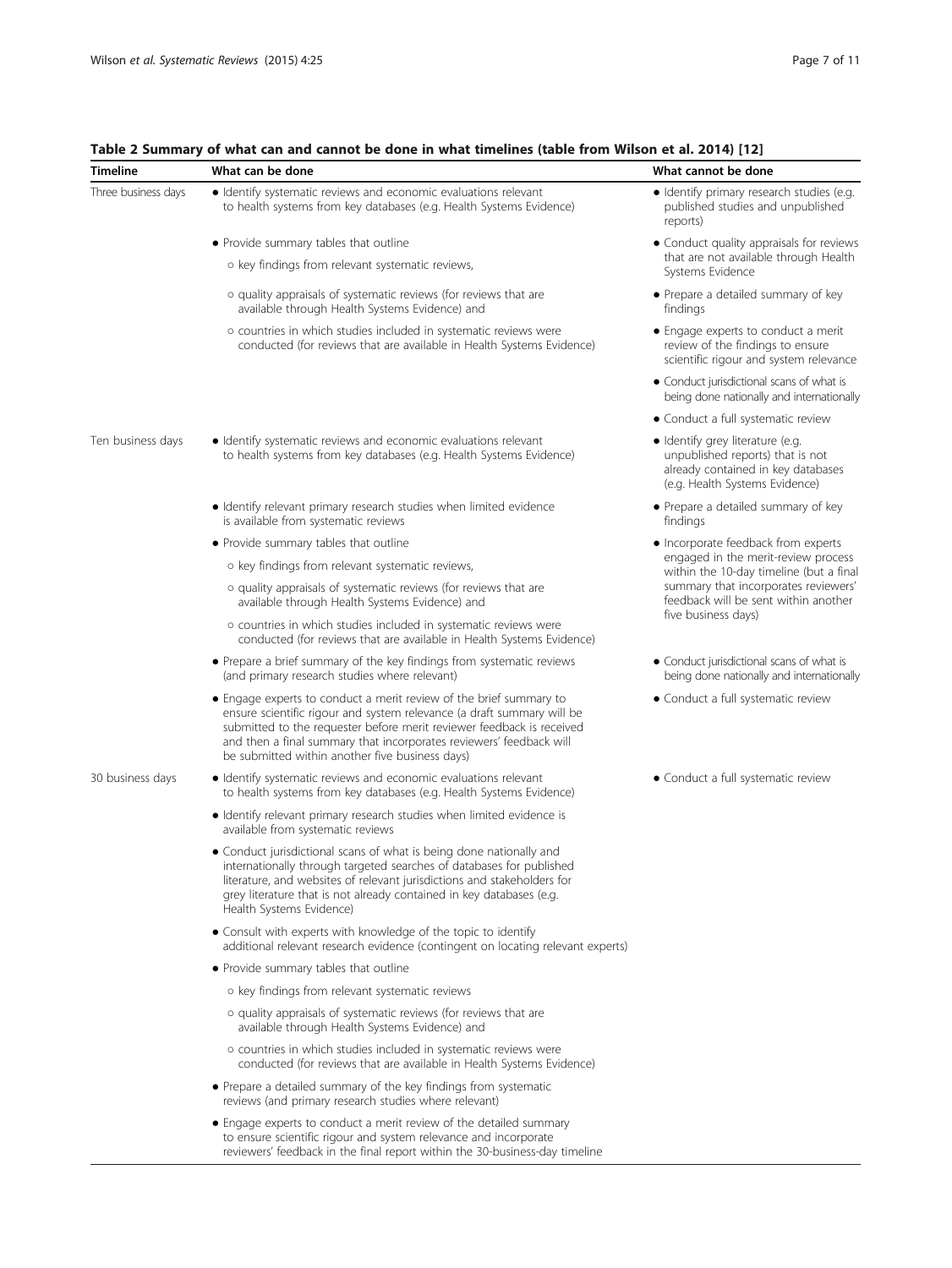**Table 2 Summary of what can and cannot be done in what timelines (table from Wilson et al. 2014) [12]**

| Timeline | What can be done | What cannot be done |
|---|---|---|
| Three business days | • Identify systematic reviews and economic evaluations relevant to health systems from key databases (e.g. Health Systems Evidence) | • Identify primary research studies (e.g. published studies and unpublished reports) |
| | • Provide summary tables that outline<br>○ key findings from relevant systematic reviews,<br>○ quality appraisals of systematic reviews (for reviews that are available through Health Systems Evidence) and<br>○ countries in which studies included in systematic reviews were conducted (for reviews that are available in Health Systems Evidence) | • Conduct quality appraisals for reviews that are not available through Health Systems Evidence<br>• Prepare a detailed summary of key findings<br>• Engage experts to conduct a merit review of the findings to ensure scientific rigour and system relevance<br>• Conduct jurisdictional scans of what is being done nationally and internationally<br>• Conduct a full systematic review |
| Ten business days | • Identify systematic reviews and economic evaluations relevant to health systems from key databases (e.g. Health Systems Evidence) | • Identify grey literature (e.g. unpublished reports) that is not already contained in key databases (e.g. Health Systems Evidence) |
| | • Identify relevant primary research studies when limited evidence is available from systematic reviews | • Prepare a detailed summary of key findings |
| | • Provide summary tables that outline<br>○ key findings from relevant systematic reviews,<br>○ quality appraisals of systematic reviews (for reviews that are available through Health Systems Evidence) and<br>○ countries in which studies included in systematic reviews were conducted (for reviews that are available in Health Systems Evidence) | • Incorporate feedback from experts engaged in the merit-review process within the 10-day timeline (but a final summary that incorporates reviewers' feedback will be sent within another five business days) |
| | • Prepare a brief summary of the key findings from systematic reviews (and primary research studies where relevant) | • Conduct jurisdictional scans of what is being done nationally and internationally |
| | • Engage experts to conduct a merit review of the brief summary to ensure scientific rigour and system relevance (a draft summary will be submitted to the requester before merit reviewer feedback is received and then a final summary that incorporates reviewers' feedback will be submitted within another five business days) | • Conduct a full systematic review |
| 30 business days | • Identify systematic reviews and economic evaluations relevant to health systems from key databases (e.g. Health Systems Evidence) | • Conduct a full systematic review |
| | • Identify relevant primary research studies when limited evidence is available from systematic reviews | |
| | • Conduct jurisdictional scans of what is being done nationally and internationally through targeted searches of databases for published literature, and websites of relevant jurisdictions and stakeholders for grey literature that is not already contained in key databases (e.g. Health Systems Evidence) | |
| | • Consult with experts with knowledge of the topic to identify additional relevant research evidence (contingent on locating relevant experts) | |
| | • Provide summary tables that outline<br>○ key findings from relevant systematic reviews<br>○ quality appraisals of systematic reviews (for reviews that are available through Health Systems Evidence) and<br>○ countries in which studies included in systematic reviews were conducted (for reviews that are available in Health Systems Evidence) | |
| | • Prepare a detailed summary of the key findings from systematic reviews (and primary research studies where relevant) | |
| | • Engage experts to conduct a merit review of the detailed summary to ensure scientific rigour and system relevance and incorporate reviewers' feedback in the final report within the 30-business-day timeline | |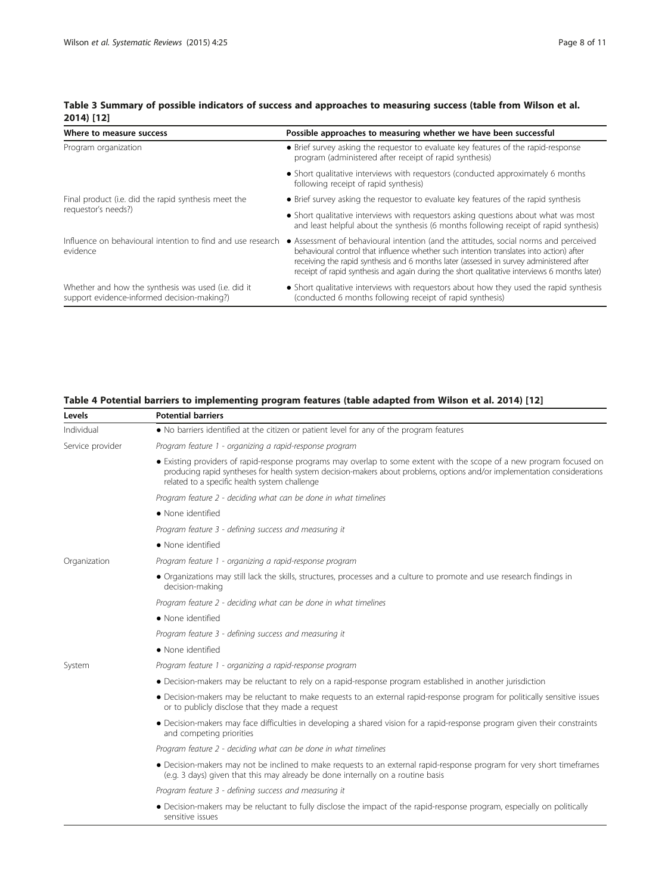**Table 3 Summary of possible indicators of success and approaches to measuring success (table from Wilson et al. 2014) [12]**

| Where to measure success | Possible approaches to measuring whether we have been successful |
| --- | --- |
| Program organization | • Brief survey asking the requestor to evaluate key features of the rapid-response program (administered after receipt of rapid synthesis) |
| | • Short qualitative interviews with requestors (conducted approximately 6 months following receipt of rapid synthesis) |
| Final product (i.e. did the rapid synthesis meet the requestor's needs?) | • Brief survey asking the requestor to evaluate key features of the rapid synthesis |
| | • Short qualitative interviews with requestors asking questions about what was most and least helpful about the synthesis (6 months following receipt of rapid synthesis) |
| Influence on behavioural intention to find and use research evidence | • Assessment of behavioural intention (and the attitudes, social norms and perceived behavioural control that influence whether such intention translates into action) after receiving the rapid synthesis and 6 months later (assessed in survey administered after receipt of rapid synthesis and again during the short qualitative interviews 6 months later) |
| Whether and how the synthesis was used (i.e. did it support evidence-informed decision-making?) | • Short qualitative interviews with requestors about how they used the rapid synthesis (conducted 6 months following receipt of rapid synthesis) |

**Table 4 Potential barriers to implementing program features (table adapted from Wilson et al. 2014) [12]**

| Levels | Potential barriers |
| --- | --- |
| Individual | • No barriers identified at the citizen or patient level for any of the program features |
| Service provider | *Program feature 1 - organizing a rapid-response program* |
| | • Existing providers of rapid-response programs may overlap to some extent with the scope of a new program focused on producing rapid syntheses for health system decision-makers about problems, options and/or implementation considerations related to a specific health system challenge |
| | *Program feature 2 - deciding what can be done in what timelines* |
| | • None identified |
| | *Program feature 3 - defining success and measuring it* |
| | • None identified |
| Organization | *Program feature 1 - organizing a rapid-response program* |
| | • Organizations may still lack the skills, structures, processes and a culture to promote and use research findings in decision-making |
| | *Program feature 2 - deciding what can be done in what timelines* |
| | • None identified |
| | *Program feature 3 - defining success and measuring it* |
| | • None identified |
| System | *Program feature 1 - organizing a rapid-response program* |
| | • Decision-makers may be reluctant to rely on a rapid-response program established in another jurisdiction |
| | • Decision-makers may be reluctant to make requests to an external rapid-response program for politically sensitive issues or to publicly disclose that they made a request |
| | • Decision-makers may face difficulties in developing a shared vision for a rapid-response program given their constraints and competing priorities |
| | *Program feature 2 - deciding what can be done in what timelines* |
| | • Decision-makers may not be inclined to make requests to an external rapid-response program for very short timeframes (e.g. 3 days) given that this may already be done internally on a routine basis |
| | *Program feature 3 - defining success and measuring it* |
| | • Decision-makers may be reluctant to fully disclose the impact of the rapid-response program, especially on politically sensitive issues |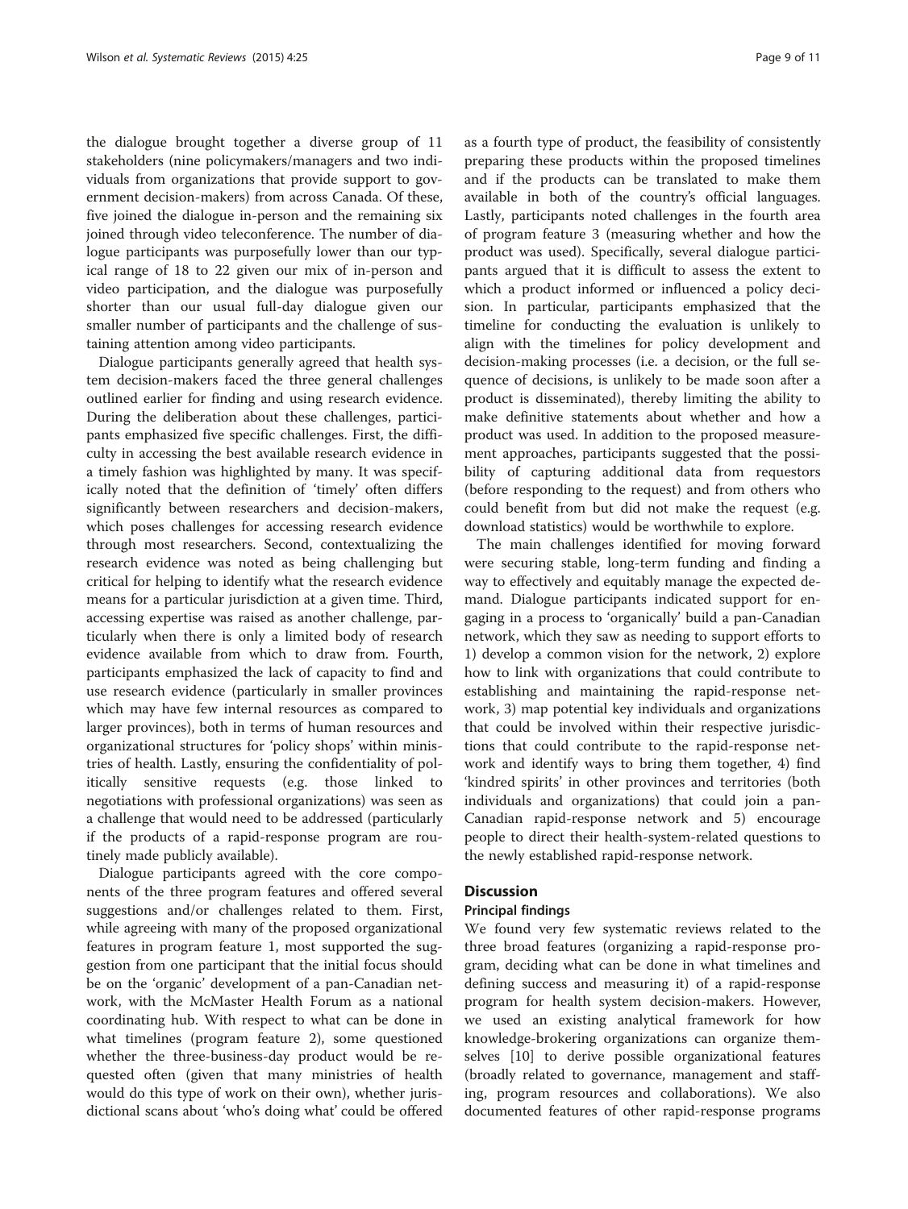the dialogue brought together a diverse group of 11 stakeholders (nine policymakers/managers and two individuals from organizations that provide support to government decision-makers) from across Canada. Of these, five joined the dialogue in-person and the remaining six joined through video teleconference. The number of dialogue participants was purposefully lower than our typical range of 18 to 22 given our mix of in-person and video participation, and the dialogue was purposefully shorter than our usual full-day dialogue given our smaller number of participants and the challenge of sustaining attention among video participants.

Dialogue participants generally agreed that health system decision-makers faced the three general challenges outlined earlier for finding and using research evidence. During the deliberation about these challenges, participants emphasized five specific challenges. First, the difficulty in accessing the best available research evidence in a timely fashion was highlighted by many. It was specifically noted that the definition of 'timely' often differs significantly between researchers and decision-makers, which poses challenges for accessing research evidence through most researchers. Second, contextualizing the research evidence was noted as being challenging but critical for helping to identify what the research evidence means for a particular jurisdiction at a given time. Third, accessing expertise was raised as another challenge, particularly when there is only a limited body of research evidence available from which to draw from. Fourth, participants emphasized the lack of capacity to find and use research evidence (particularly in smaller provinces which may have few internal resources as compared to larger provinces), both in terms of human resources and organizational structures for 'policy shops' within ministries of health. Lastly, ensuring the confidentiality of politically sensitive requests (e.g. those linked to negotiations with professional organizations) was seen as a challenge that would need to be addressed (particularly if the products of a rapid-response program are routinely made publicly available).

Dialogue participants agreed with the core components of the three program features and offered several suggestions and/or challenges related to them. First, while agreeing with many of the proposed organizational features in program feature 1, most supported the suggestion from one participant that the initial focus should be on the 'organic' development of a pan-Canadian network, with the McMaster Health Forum as a national coordinating hub. With respect to what can be done in what timelines (program feature 2), some questioned whether the three-business-day product would be requested often (given that many ministries of health would do this type of work on their own), whether jurisdictional scans about 'who's doing what' could be offered as a fourth type of product, the feasibility of consistently preparing these products within the proposed timelines and if the products can be translated to make them available in both of the country's official languages. Lastly, participants noted challenges in the fourth area of program feature 3 (measuring whether and how the product was used). Specifically, several dialogue participants argued that it is difficult to assess the extent to which a product informed or influenced a policy decision. In particular, participants emphasized that the timeline for conducting the evaluation is unlikely to align with the timelines for policy development and decision-making processes (i.e. a decision, or the full sequence of decisions, is unlikely to be made soon after a product is disseminated), thereby limiting the ability to make definitive statements about whether and how a product was used. In addition to the proposed measurement approaches, participants suggested that the possibility of capturing additional data from requestors (before responding to the request) and from others who could benefit from but did not make the request (e.g. download statistics) would be worthwhile to explore.

The main challenges identified for moving forward were securing stable, long-term funding and finding a way to effectively and equitably manage the expected demand. Dialogue participants indicated support for engaging in a process to 'organically' build a pan-Canadian network, which they saw as needing to support efforts to 1) develop a common vision for the network, 2) explore how to link with organizations that could contribute to establishing and maintaining the rapid-response network, 3) map potential key individuals and organizations that could be involved within their respective jurisdictions that could contribute to the rapid-response network and identify ways to bring them together, 4) find 'kindred spirits' in other provinces and territories (both individuals and organizations) that could join a pan-Canadian rapid-response network and 5) encourage people to direct their health-system-related questions to the newly established rapid-response network.

## Discussion

### Principal findings

We found very few systematic reviews related to the three broad features (organizing a rapid-response program, deciding what can be done in what timelines and defining success and measuring it) of a rapid-response program for health system decision-makers. However, we used an existing analytical framework for how knowledge-brokering organizations can organize themselves [10] to derive possible organizational features (broadly related to governance, management and staffing, program resources and collaborations). We also documented features of other rapid-response programs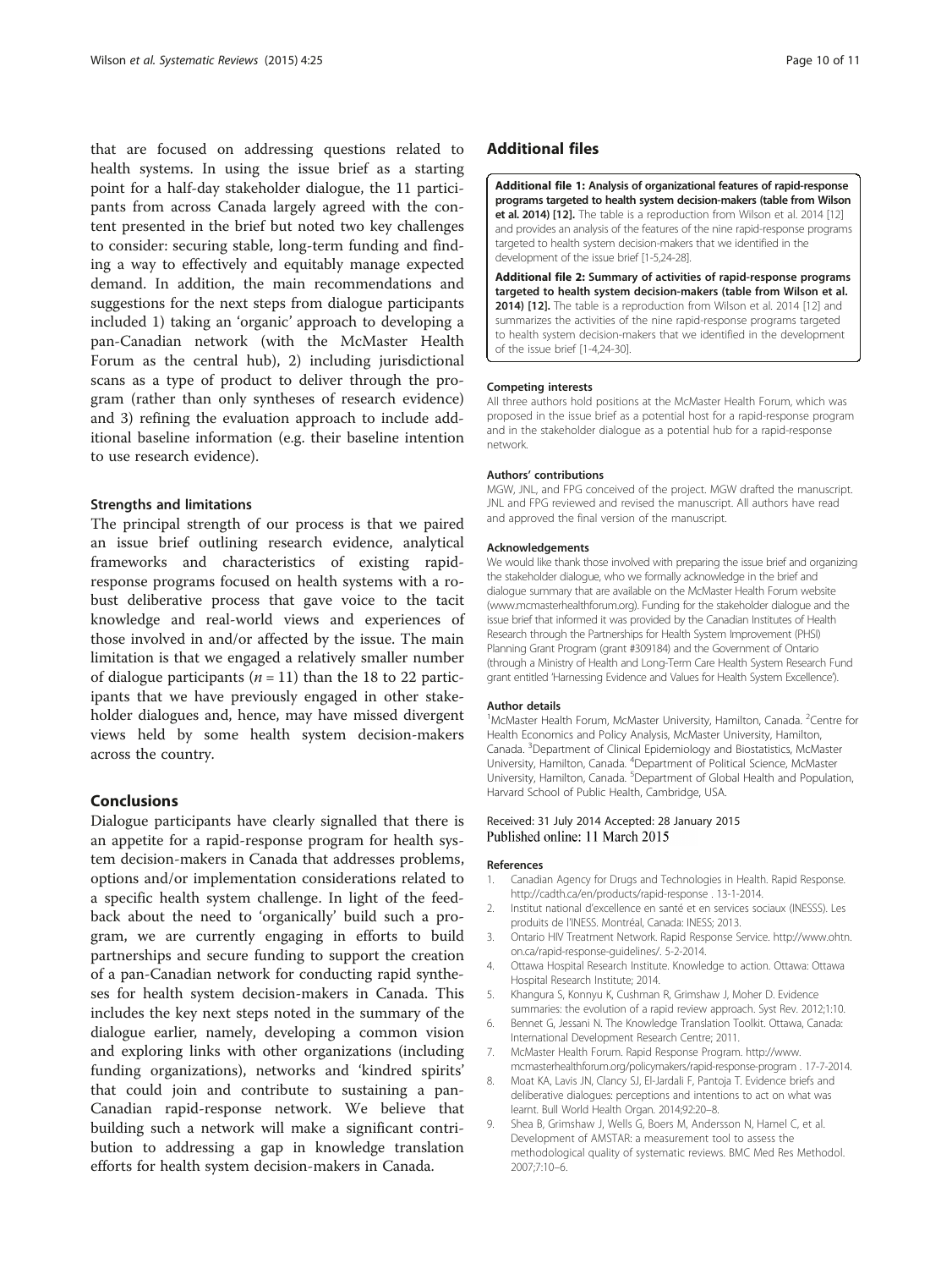that are focused on addressing questions related to health systems. In using the issue brief as a starting point for a half-day stakeholder dialogue, the 11 participants from across Canada largely agreed with the content presented in the brief but noted two key challenges to consider: securing stable, long-term funding and finding a way to effectively and equitably manage expected demand. In addition, the main recommendations and suggestions for the next steps from dialogue participants included 1) taking an 'organic' approach to developing a pan-Canadian network (with the McMaster Health Forum as the central hub), 2) including jurisdictional scans as a type of product to deliver through the program (rather than only syntheses of research evidence) and 3) refining the evaluation approach to include additional baseline information (e.g. their baseline intention to use research evidence).

### Strengths and limitations

The principal strength of our process is that we paired an issue brief outlining research evidence, analytical frameworks and characteristics of existing rapid-response programs focused on health systems with a robust deliberative process that gave voice to the tacit knowledge and real-world views and experiences of those involved in and/or affected by the issue. The main limitation is that we engaged a relatively smaller number of dialogue participants ($n = 11$) than the 18 to 22 participants that we have previously engaged in other stakeholder dialogues and, hence, may have missed divergent views held by some health system decision-makers across the country.

## Conclusions

Dialogue participants have clearly signalled that there is an appetite for a rapid-response program for health system decision-makers in Canada that addresses problems, options and/or implementation considerations related to a specific health system challenge. In light of the feedback about the need to 'organically' build such a program, we are currently engaging in efforts to build partnerships and secure funding to support the creation of a pan-Canadian network for conducting rapid syntheses for health system decision-makers in Canada. This includes the key next steps noted in the summary of the dialogue earlier, namely, developing a common vision and exploring links with other organizations (including funding organizations), networks and 'kindred spirits' that could join and contribute to sustaining a pan-Canadian rapid-response network. We believe that building such a network will make a significant contribution to addressing a gap in knowledge translation efforts for health system decision-makers in Canada.

## Additional files

**Additional file 1: Analysis of organizational features of rapid-response programs targeted to health system decision-makers (table from Wilson et al. 2014) [12].** The table is a reproduction from Wilson et al. 2014 [12] and provides an analysis of the features of the nine rapid-response programs targeted to health system decision-makers that we identified in the development of the issue brief [1-5,24-28].

**Additional file 2: Summary of activities of rapid-response programs targeted to health system decision-makers (table from Wilson et al. 2014) [12].** The table is a reproduction from Wilson et al. 2014 [12] and summarizes the activities of the nine rapid-response programs targeted to health system decision-makers that we identified in the development of the issue brief [1-4,24-30].

#### Competing interests

All three authors hold positions at the McMaster Health Forum, which was proposed in the issue brief as a potential host for a rapid-response program and in the stakeholder dialogue as a potential hub for a rapid-response network.

#### Authors' contributions

MGW, JNL, and FPG conceived of the project. MGW drafted the manuscript. JNL and FPG reviewed and revised the manuscript. All authors have read and approved the final version of the manuscript.

#### Acknowledgements

We would like thank those involved with preparing the issue brief and organizing the stakeholder dialogue, who we formally acknowledge in the brief and dialogue summary that are available on the McMaster Health Forum website (www.mcmasterhealthforum.org). Funding for the stakeholder dialogue and the issue brief that informed it was provided by the Canadian Institutes of Health Research through the Partnerships for Health System Improvement (PHSI) Planning Grant Program (grant #309184) and the Government of Ontario (through a Ministry of Health and Long-Term Care Health System Research Fund grant entitled 'Harnessing Evidence and Values for Health System Excellence').

#### Author details

[1]McMaster Health Forum, McMaster University, Hamilton, Canada. [2]Centre for Health Economics and Policy Analysis, McMaster University, Hamilton, Canada. [3]Department of Clinical Epidemiology and Biostatistics, McMaster University, Hamilton, Canada. [4]Department of Political Science, McMaster University, Hamilton, Canada. [5]Department of Global Health and Population, Harvard School of Public Health, Cambridge, USA.

Received: 31 July 2014 Accepted: 28 January 2015
Published online: 11 March 2015

#### References

1. Canadian Agency for Drugs and Technologies in Health. Rapid Response. http://cadth.ca/en/products/rapid-response . 13-1-2014.
2. Institut national d'excellence en santé et en services sociaux (INESSS). Les produits de l'INESS. Montréal, Canada: INESS; 2013.
3. Ontario HIV Treatment Network. Rapid Response Service. http://www.ohtn.on.ca/rapid-response-guidelines/. 5-2-2014.
4. Ottawa Hospital Research Institute. Knowledge to action. Ottawa: Ottawa Hospital Research Institute; 2014.
5. Khangura S, Konnyu K, Cushman R, Grimshaw J, Moher D. Evidence summaries: the evolution of a rapid review approach. Syst Rev. 2012;1:10.
6. Bennet G, Jessani N. The Knowledge Translation Toolkit. Ottawa, Canada: International Development Research Centre; 2011.
7. McMaster Health Forum. Rapid Response Program. http://www.mcmasterhealthforum.org/policymakers/rapid-response-program . 17-7-2014.
8. Moat KA, Lavis JN, Clancy SJ, El-Jardali F, Pantoja T. Evidence briefs and deliberative dialogues: perceptions and intentions to act on what was learnt. Bull World Health Organ. 2014;92:20–8.
9. Shea B, Grimshaw J, Wells G, Boers M, Andersson N, Hamel C, et al. Development of AMSTAR: a measurement tool to assess the methodological quality of systematic reviews. BMC Med Res Methodol. 2007;7:10–6.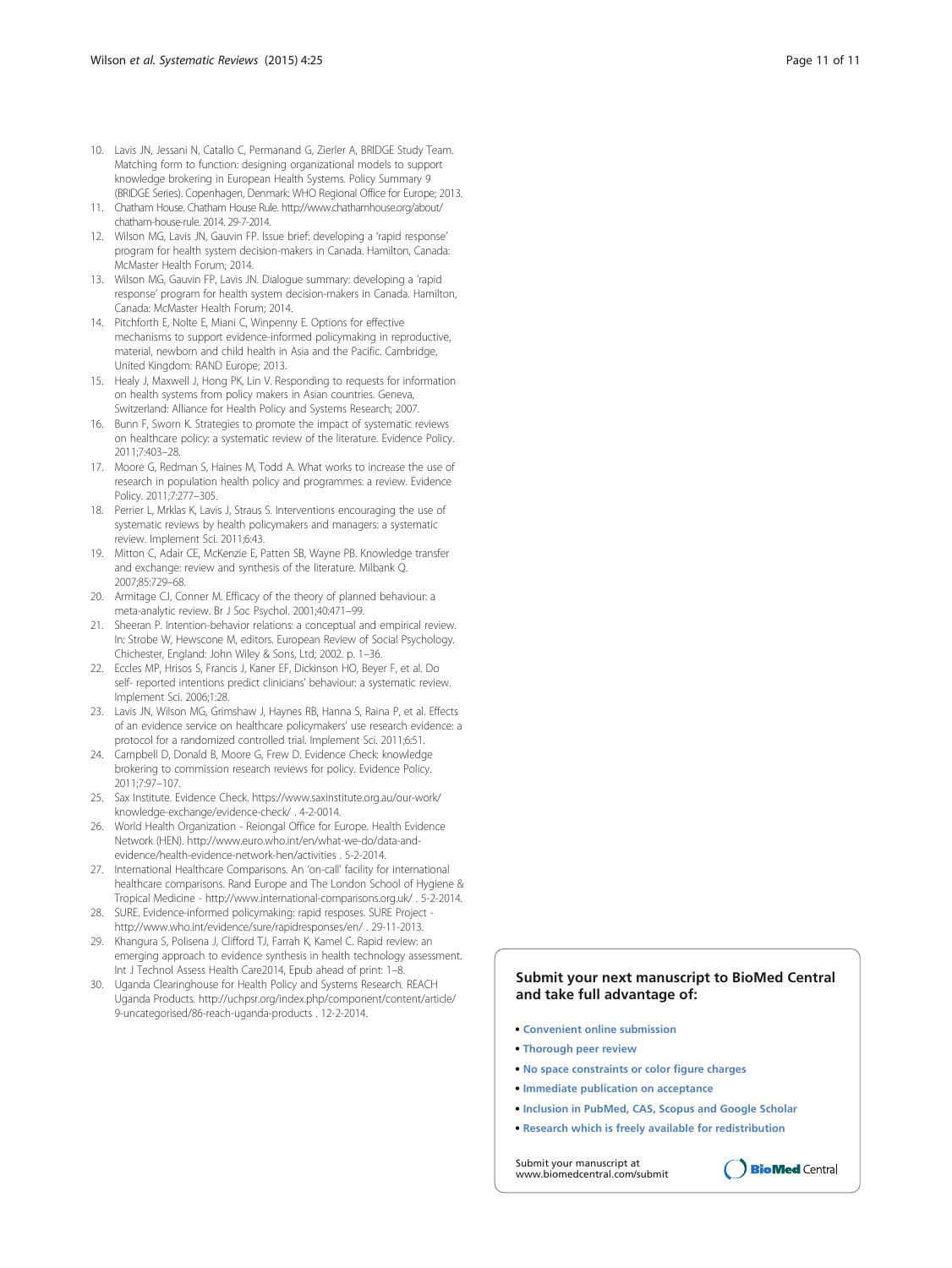10. Lavis JN, Jessani N, Catallo C, Permanand G, Zierler A, BRIDGE Study Team. Matching form to function: designing organizational models to support knowledge brokering in European Health Systems. Policy Summary 9 (BRIDGE Series). Copenhagen, Denmark: WHO Regional Office for Europe; 2013.
11. Chatham House. Chatham House Rule. http://www.chathamhouse.org/about/chatham-house-rule. 2014. 29-7-2014.
12. Wilson MG, Lavis JN, Gauvin FP. Issue brief: developing a 'rapid response' program for health system decision-makers in Canada. Hamilton, Canada: McMaster Health Forum; 2014.
13. Wilson MG, Gauvin FP, Lavis JN. Dialogue summary: developing a 'rapid response' program for health system decision-makers in Canada. Hamilton, Canada: McMaster Health Forum; 2014.
14. Pitchforth E, Nolte E, Miani C, Winpenny E. Options for effective mechanisms to support evidence-informed policymaking in reproductive, material, newborn and child health in Asia and the Pacific. Cambridge, United Kingdom: RAND Europe; 2013.
15. Healy J, Maxwell J, Hong PK, Lin V. Responding to requests for information on health systems from policy makers in Asian countries. Geneva, Switzerland: Alliance for Health Policy and Systems Research; 2007.
16. Bunn F, Sworn K. Strategies to promote the impact of systematic reviews on healthcare policy: a systematic review of the literature. Evidence Policy. 2011;7:403–28.
17. Moore G, Redman S, Haines M, Todd A. What works to increase the use of research in population health policy and programmes: a review. Evidence Policy. 2011;7:277–305.
18. Perrier L, Mrklas K, Lavis J, Straus S. Interventions encouraging the use of systematic reviews by health policymakers and managers: a systematic review. Implement Sci. 2011;6:43.
19. Mitton C, Adair CE, McKenzie E, Patten SB, Wayne PB. Knowledge transfer and exchange: review and synthesis of the literature. Milbank Q. 2007;85:729–68.
20. Armitage CJ, Conner M. Efficacy of the theory of planned behaviour: a meta-analytic review. Br J Soc Psychol. 2001;40:471–99.
21. Sheeran P. Intention-behavior relations: a conceptual and empirical review. In: Strobe W, Hewscone M, editors. European Review of Social Psychology. Chichester, England: John Wiley & Sons, Ltd; 2002. p. 1–36.
22. Eccles MP, Hrisos S, Francis J, Kaner EF, Dickinson HO, Beyer F, et al. Do self- reported intentions predict clinicians' behaviour: a systematic review. Implement Sci. 2006;1:28.
23. Lavis JN, Wilson MG, Grimshaw J, Haynes RB, Hanna S, Raina P, et al. Effects of an evidence service on healthcare policymakers' use research evidence: a protocol for a randomized controlled trial. Implement Sci. 2011;6:51.
24. Campbell D, Donald B, Moore G, Frew D. Evidence Check: knowledge brokering to commission research reviews for policy. Evidence Policy. 2011;7:97–107.
25. Sax Institute. Evidence Check. https://www.saxinstitute.org.au/our-work/knowledge-exchange/evidence-check/ . 4-2-0014.
26. World Health Organization - Reiongal Office for Europe. Health Evidence Network (HEN). http://www.euro.who.int/en/what-we-do/data-and-evidence/health-evidence-network-hen/activities . 5-2-2014.
27. International Healthcare Comparisons. An 'on-call' facility for international healthcare comparisons. Rand Europe and The London School of Hygiene & Tropical Medicine - http://www.international-comparisons.org.uk/ . 5-2-2014.
28. SURE. Evidence-informed policymaking: rapid resposes. SURE Project - http://www.who.int/evidence/sure/rapidresponses/en/ . 29-11-2013.
29. Khangura S, Polisena J, Clifford TJ, Farrah K, Kamel C. Rapid review: an emerging approach to evidence synthesis in health technology assessment. Int J Technol Assess Health Care2014, Epub ahead of print: 1–8.
30. Uganda Clearinghouse for Health Policy and Systems Research. REACH Uganda Products. http://uchpsr.org/index.php/component/content/article/9-uncategorised/86-reach-uganda-products . 12-2-2014.

**Submit your next manuscript to BioMed Central and take full advantage of:**

- **Convenient online submission**
- **Thorough peer review**
- **No space constraints or color figure charges**
- **Immediate publication on acceptance**
- **Inclusion in PubMed, CAS, Scopus and Google Scholar**
- **Research which is freely available for redistribution**

Submit your manuscript at
www.biomedcentral.com/submit

BioMed Central